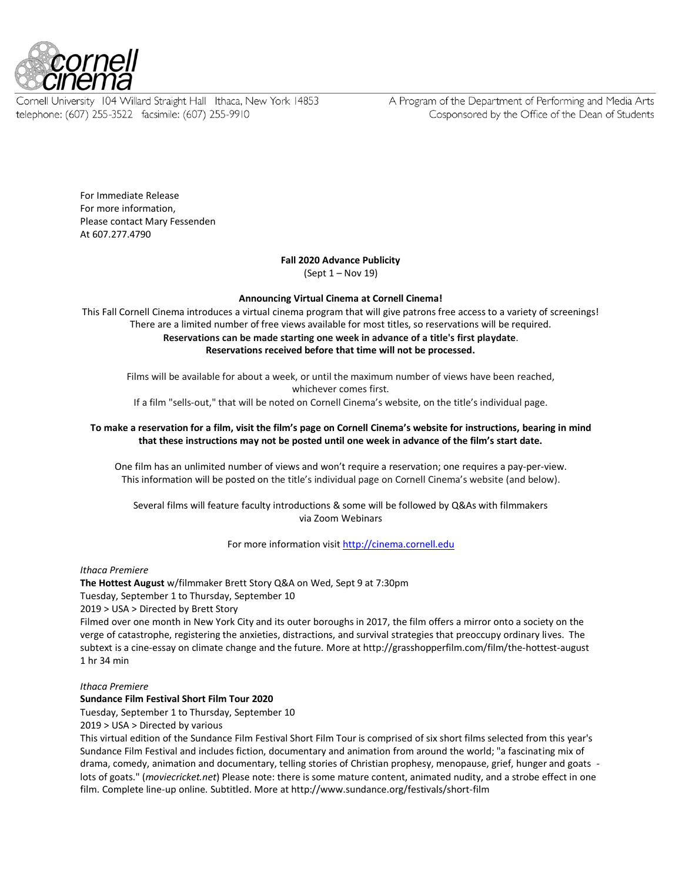cornell cinema

Cornell University 104 Willard Straight Hall Ithaca, New York 14853
telephone: (607) 255-3522 facsimile: (607) 255-9910

A Program of the Department of Performing and Media Arts
Cosponsored by the Office of the Dean of Students

For Immediate Release
For more information,
Please contact Mary Fessenden
At 607.277.4790

**Fall 2020 Advance Publicity**
(Sept 1 – Nov 19)

**Announcing Virtual Cinema at Cornell Cinema!**

This Fall Cornell Cinema introduces a virtual cinema program that will give patrons free access to a variety of screenings! There are a limited number of free views available for most titles, so reservations will be required.

**Reservations can be made starting one week in advance of a title's first playdate**.
**Reservations received before that time will not be processed.**

Films will be available for about a week, or until the maximum number of views have been reached, whichever comes first.
If a film "sells-out," that will be noted on Cornell Cinema's website, on the title's individual page.

**To make a reservation for a film, visit the film's page on Cornell Cinema's website for instructions, bearing in mind that these instructions may not be posted until one week in advance of the film's start date.**

One film has an unlimited number of views and won't require a reservation; one requires a pay-per-view. This information will be posted on the title's individual page on Cornell Cinema's website (and below).

Several films will feature faculty introductions & some will be followed by Q&As with filmmakers via Zoom Webinars

For more information visit http://cinema.cornell.edu

*Ithaca Premiere*
**The Hottest August** w/filmmaker Brett Story Q&A on Wed, Sept 9 at 7:30pm
Tuesday, September 1 to Thursday, September 10
2019 > USA > Directed by Brett Story
Filmed over one month in New York City and its outer boroughs in 2017, the film offers a mirror onto a society on the verge of catastrophe, registering the anxieties, distractions, and survival strategies that preoccupy ordinary lives. The subtext is a cine-essay on climate change and the future. More at http://grasshopperfilm.com/film/the-hottest-august
1 hr 34 min

*Ithaca Premiere*
**Sundance Film Festival Short Film Tour 2020**
Tuesday, September 1 to Thursday, September 10
2019 > USA > Directed by various
This virtual edition of the Sundance Film Festival Short Film Tour is comprised of six short films selected from this year's Sundance Film Festival and includes fiction, documentary and animation from around the world; "a fascinating mix of drama, comedy, animation and documentary, telling stories of Christian prophesy, menopause, grief, hunger and goats - lots of goats." (*moviecricket.net*) Please note: there is some mature content, animated nudity, and a strobe effect in one film. Complete line-up online. Subtitled. More at http://www.sundance.org/festivals/short-film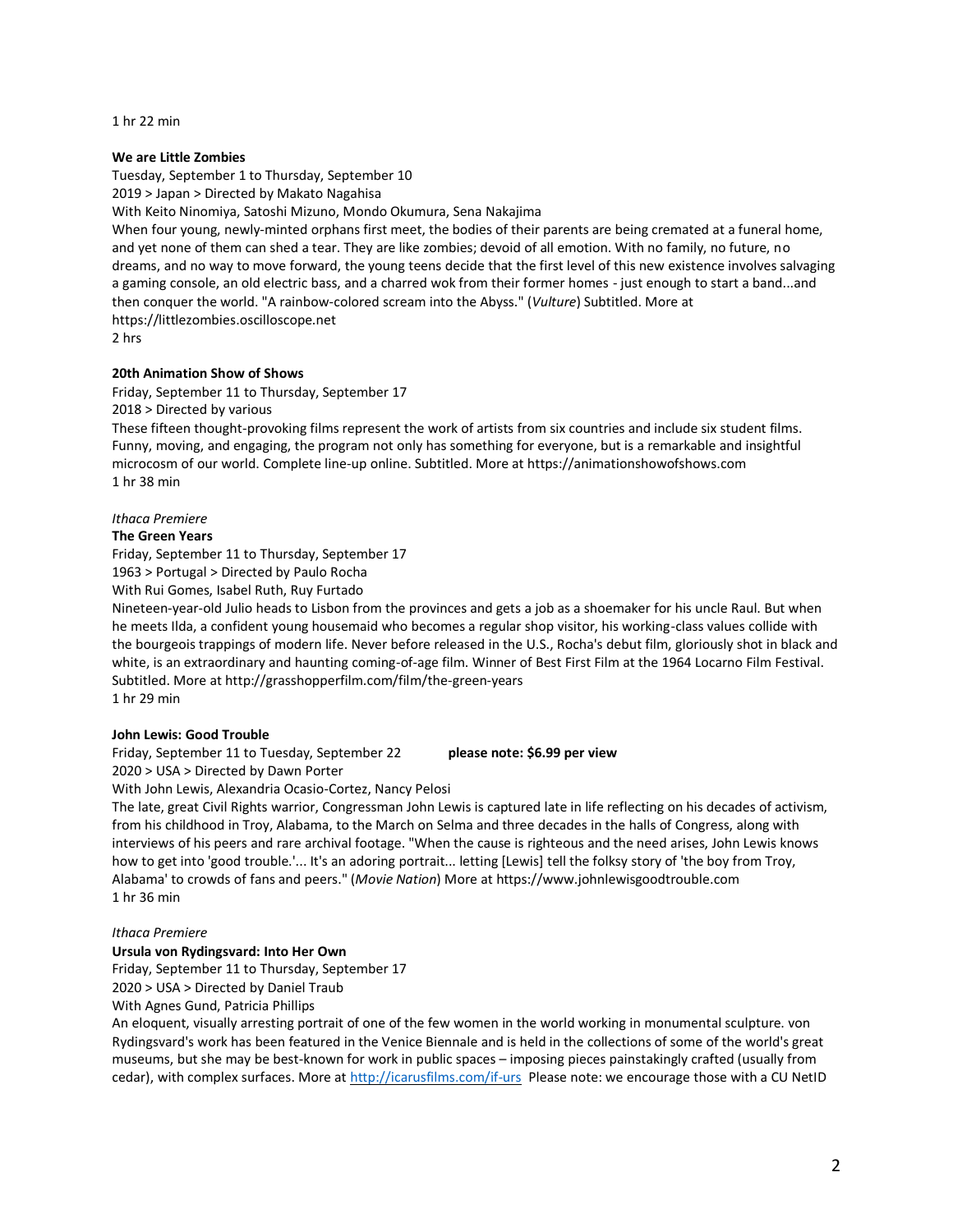1 hr 22 min

**We are Little Zombies**
Tuesday, September 1 to Thursday, September 10
2019 > Japan > Directed by Makato Nagahisa
With Keito Ninomiya, Satoshi Mizuno, Mondo Okumura, Sena Nakajima
When four young, newly-minted orphans first meet, the bodies of their parents are being cremated at a funeral home, and yet none of them can shed a tear. They are like zombies; devoid of all emotion. With no family, no future, no dreams, and no way to move forward, the young teens decide that the first level of this new existence involves salvaging a gaming console, an old electric bass, and a charred wok from their former homes - just enough to start a band...and then conquer the world. "A rainbow-colored scream into the Abyss." (*Vulture*) Subtitled. More at https://littlezombies.oscilloscope.net
2 hrs

**20th Animation Show of Shows**
Friday, September 11 to Thursday, September 17
2018 > Directed by various
These fifteen thought-provoking films represent the work of artists from six countries and include six student films. Funny, moving, and engaging, the program not only has something for everyone, but is a remarkable and insightful microcosm of our world. Complete line-up online. Subtitled. More at https://animationshowofshows.com
1 hr 38 min

*Ithaca Premiere*
**The Green Years**
Friday, September 11 to Thursday, September 17
1963 > Portugal > Directed by Paulo Rocha
With Rui Gomes, Isabel Ruth, Ruy Furtado
Nineteen-year-old Julio heads to Lisbon from the provinces and gets a job as a shoemaker for his uncle Raul. But when he meets Ilda, a confident young housemaid who becomes a regular shop visitor, his working-class values collide with the bourgeois trappings of modern life. Never before released in the U.S., Rocha's debut film, gloriously shot in black and white, is an extraordinary and haunting coming-of-age film. Winner of Best First Film at the 1964 Locarno Film Festival. Subtitled. More at http://grasshopperfilm.com/film/the-green-years
1 hr 29 min

**John Lewis: Good Trouble**
Friday, September 11 to Tuesday, September 22 **please note: $6.99 per view**
2020 > USA > Directed by Dawn Porter
With John Lewis, Alexandria Ocasio-Cortez, Nancy Pelosi
The late, great Civil Rights warrior, Congressman John Lewis is captured late in life reflecting on his decades of activism, from his childhood in Troy, Alabama, to the March on Selma and three decades in the halls of Congress, along with interviews of his peers and rare archival footage. "When the cause is righteous and the need arises, John Lewis knows how to get into 'good trouble.'... It's an adoring portrait... letting [Lewis] tell the folksy story of 'the boy from Troy, Alabama' to crowds of fans and peers." (*Movie Nation*) More at https://www.johnlewisgoodtrouble.com
1 hr 36 min

*Ithaca Premiere*
**Ursula von Rydingsvard: Into Her Own**
Friday, September 11 to Thursday, September 17
2020 > USA > Directed by Daniel Traub
With Agnes Gund, Patricia Phillips
An eloquent, visually arresting portrait of one of the few women in the world working in monumental sculpture. von Rydingsvard's work has been featured in the Venice Biennale and is held in the collections of some of the world's great museums, but she may be best-known for work in public spaces – imposing pieces painstakingly crafted (usually from cedar), with complex surfaces. More at http://icarusfilms.com/if-urs Please note: we encourage those with a CU NetID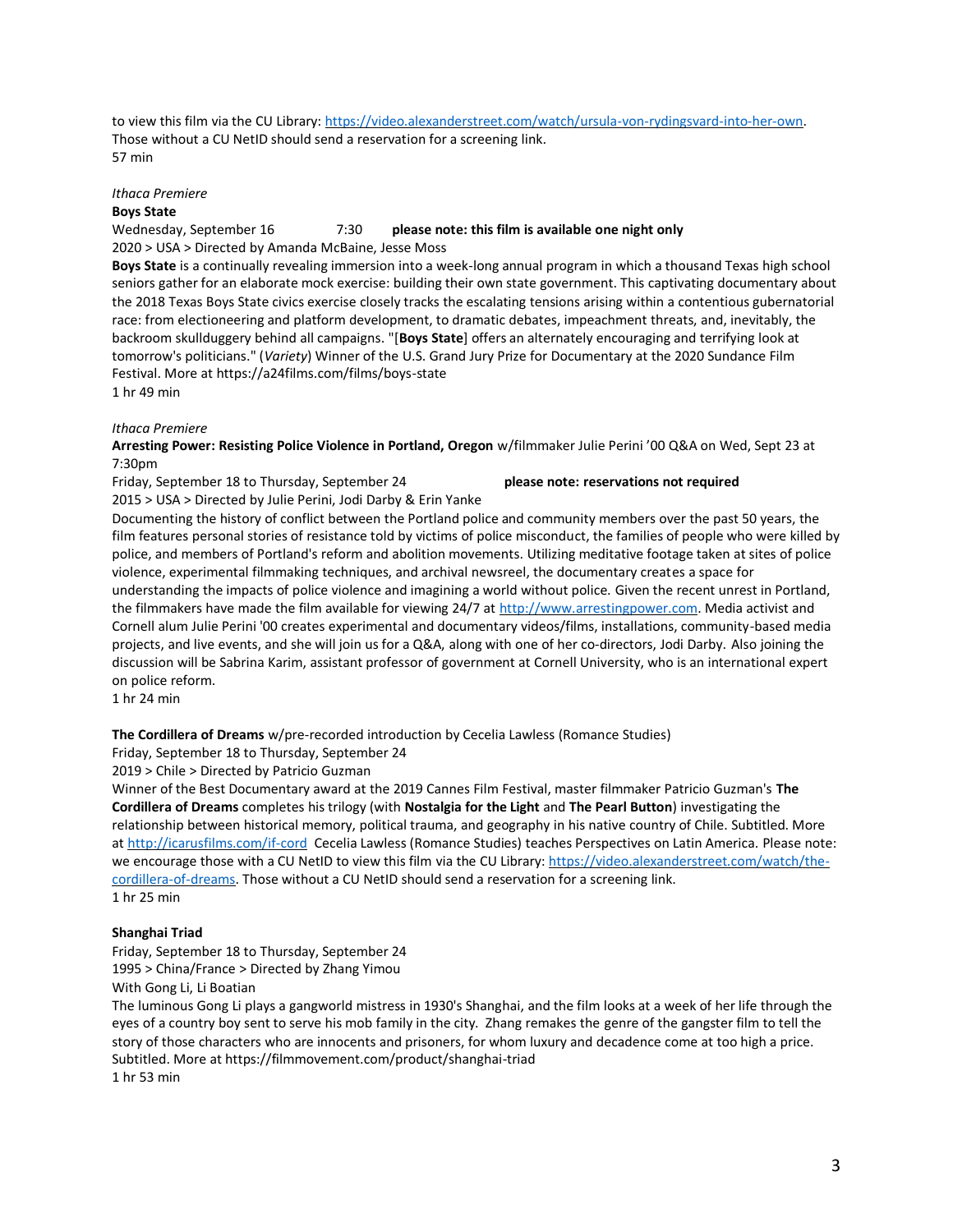to view this film via the CU Library: [https://video.alexanderstreet.com/watch/ursula-von-rydingsvard-into-her-own](https://video.alexanderstreet.com/watch/ursula-von-rydingsvard-into-her-own). Those without a CU NetID should send a reservation for a screening link.
57 min

*Ithaca Premiere*
**Boys State**
Wednesday, September 16 7:30 **please note: this film is available one night only**
2020 > USA > Directed by Amanda McBaine, Jesse Moss
**Boys State** is a continually revealing immersion into a week-long annual program in which a thousand Texas high school seniors gather for an elaborate mock exercise: building their own state government. This captivating documentary about the 2018 Texas Boys State civics exercise closely tracks the escalating tensions arising within a contentious gubernatorial race: from electioneering and platform development, to dramatic debates, impeachment threats, and, inevitably, the backroom skullduggery behind all campaigns. "[**Boys State**] offers an alternately encouraging and terrifying look at tomorrow's politicians." (*Variety*) Winner of the U.S. Grand Jury Prize for Documentary at the 2020 Sundance Film Festival. More at https://a24films.com/films/boys-state
1 hr 49 min

*Ithaca Premiere*
**Arresting Power: Resisting Police Violence in Portland, Oregon** w/filmmaker Julie Perini '00 Q&A on Wed, Sept 23 at 7:30pm
Friday, September 18 to Thursday, September 24 **please note: reservations not required**
2015 > USA > Directed by Julie Perini, Jodi Darby & Erin Yanke
Documenting the history of conflict between the Portland police and community members over the past 50 years, the film features personal stories of resistance told by victims of police misconduct, the families of people who were killed by police, and members of Portland's reform and abolition movements. Utilizing meditative footage taken at sites of police violence, experimental filmmaking techniques, and archival newsreel, the documentary creates a space for understanding the impacts of police violence and imagining a world without police. Given the recent unrest in Portland, the filmmakers have made the film available for viewing 24/7 at [http://www.arrestingpower.com](http://www.arrestingpower.com). Media activist and Cornell alum Julie Perini '00 creates experimental and documentary videos/films, installations, community-based media projects, and live events, and she will join us for a Q&A, along with one of her co-directors, Jodi Darby. Also joining the discussion will be Sabrina Karim, assistant professor of government at Cornell University, who is an international expert on police reform.
1 hr 24 min

**The Cordillera of Dreams** w/pre-recorded introduction by Cecelia Lawless (Romance Studies)
Friday, September 18 to Thursday, September 24
2019 > Chile > Directed by Patricio Guzman
Winner of the Best Documentary award at the 2019 Cannes Film Festival, master filmmaker Patricio Guzman's **The Cordillera of Dreams** completes his trilogy (with **Nostalgia for the Light** and **The Pearl Button**) investigating the relationship between historical memory, political trauma, and geography in his native country of Chile. Subtitled. More at [http://icarusfilms.com/if-cord](http://icarusfilms.com/if-cord) Cecelia Lawless (Romance Studies) teaches Perspectives on Latin America. Please note: we encourage those with a CU NetID to view this film via the CU Library: [https://video.alexanderstreet.com/watch/the-cordillera-of-dreams](https://video.alexanderstreet.com/watch/the-cordillera-of-dreams). Those without a CU NetID should send a reservation for a screening link.
1 hr 25 min

**Shanghai Triad**
Friday, September 18 to Thursday, September 24
1995 > China/France > Directed by Zhang Yimou
With Gong Li, Li Boatian
The luminous Gong Li plays a gangworld mistress in 1930's Shanghai, and the film looks at a week of her life through the eyes of a country boy sent to serve his mob family in the city. Zhang remakes the genre of the gangster film to tell the story of those characters who are innocents and prisoners, for whom luxury and decadence come at too high a price. Subtitled. More at https://filmmovement.com/product/shanghai-triad
1 hr 53 min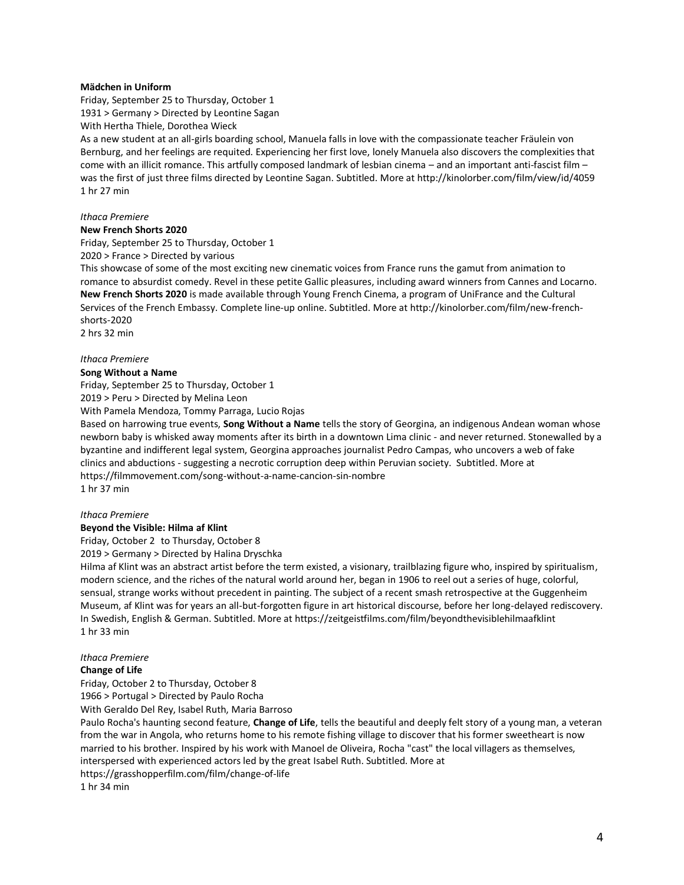**Mädchen in Uniform**

Friday, September 25 to Thursday, October 1

1931 > Germany > Directed by Leontine Sagan

With Hertha Thiele, Dorothea Wieck

As a new student at an all-girls boarding school, Manuela falls in love with the compassionate teacher Fräulein von Bernburg, and her feelings are requited. Experiencing her first love, lonely Manuela also discovers the complexities that come with an illicit romance. This artfully composed landmark of lesbian cinema – and an important anti-fascist film – was the first of just three films directed by Leontine Sagan. Subtitled. More at http://kinolorber.com/film/view/id/4059

1 hr 27 min

*Ithaca Premiere*

**New French Shorts 2020**

Friday, September 25 to Thursday, October 1

2020 > France > Directed by various

This showcase of some of the most exciting new cinematic voices from France runs the gamut from animation to romance to absurdist comedy. Revel in these petite Gallic pleasures, including award winners from Cannes and Locarno. **New French Shorts 2020** is made available through Young French Cinema, a program of UniFrance and the Cultural Services of the French Embassy. Complete line-up online. Subtitled. More at http://kinolorber.com/film/new-french-shorts-2020

2 hrs 32 min

*Ithaca Premiere*

**Song Without a Name**

Friday, September 25 to Thursday, October 1

2019 > Peru > Directed by Melina Leon

With Pamela Mendoza, Tommy Parraga, Lucio Rojas

Based on harrowing true events, **Song Without a Name** tells the story of Georgina, an indigenous Andean woman whose newborn baby is whisked away moments after its birth in a downtown Lima clinic - and never returned. Stonewalled by a byzantine and indifferent legal system, Georgina approaches journalist Pedro Campas, who uncovers a web of fake clinics and abductions - suggesting a necrotic corruption deep within Peruvian society. Subtitled. More at https://filmmovement.com/song-without-a-name-cancion-sin-nombre

1 hr 37 min

*Ithaca Premiere*

**Beyond the Visible: Hilma af Klint**

Friday, October 2 to Thursday, October 8

2019 > Germany > Directed by Halina Dryschka

Hilma af Klint was an abstract artist before the term existed, a visionary, trailblazing figure who, inspired by spiritualism, modern science, and the riches of the natural world around her, began in 1906 to reel out a series of huge, colorful, sensual, strange works without precedent in painting. The subject of a recent smash retrospective at the Guggenheim Museum, af Klint was for years an all-but-forgotten figure in art historical discourse, before her long-delayed rediscovery. In Swedish, English & German. Subtitled. More at https://zeitgeistfilms.com/film/beyondthevisiblehilmaafklint

1 hr 33 min

*Ithaca Premiere*

**Change of Life**

Friday, October 2 to Thursday, October 8

1966 > Portugal > Directed by Paulo Rocha

With Geraldo Del Rey, Isabel Ruth, Maria Barroso

Paulo Rocha's haunting second feature, **Change of Life**, tells the beautiful and deeply felt story of a young man, a veteran from the war in Angola, who returns home to his remote fishing village to discover that his former sweetheart is now married to his brother. Inspired by his work with Manoel de Oliveira, Rocha "cast" the local villagers as themselves, interspersed with experienced actors led by the great Isabel Ruth. Subtitled. More at https://grasshopperfilm.com/film/change-of-life

1 hr 34 min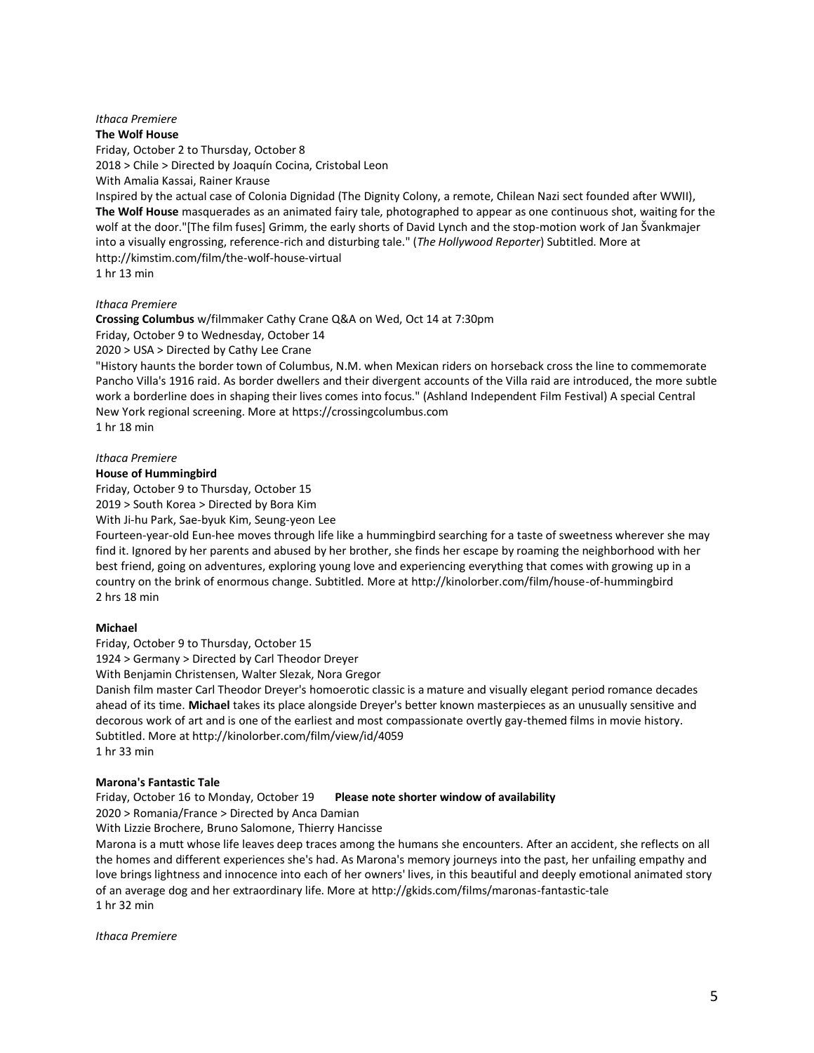*Ithaca Premiere*

**The Wolf House**

Friday, October 2 to Thursday, October 8

2018 > Chile > Directed by Joaquín Cocina, Cristobal Leon

With Amalia Kassai, Rainer Krause

Inspired by the actual case of Colonia Dignidad (The Dignity Colony, a remote, Chilean Nazi sect founded after WWII), **The Wolf House** masquerades as an animated fairy tale, photographed to appear as one continuous shot, waiting for the wolf at the door."[The film fuses] Grimm, the early shorts of David Lynch and the stop-motion work of Jan Švankmajer into a visually engrossing, reference-rich and disturbing tale." (*The Hollywood Reporter*) Subtitled. More at http://kimstim.com/film/the-wolf-house-virtual

1 hr 13 min

*Ithaca Premiere*

**Crossing Columbus** w/filmmaker Cathy Crane Q&A on Wed, Oct 14 at 7:30pm

Friday, October 9 to Wednesday, October 14

2020 > USA > Directed by Cathy Lee Crane

"History haunts the border town of Columbus, N.M. when Mexican riders on horseback cross the line to commemorate Pancho Villa's 1916 raid. As border dwellers and their divergent accounts of the Villa raid are introduced, the more subtle work a borderline does in shaping their lives comes into focus." (Ashland Independent Film Festival) A special Central New York regional screening. More at https://crossingcolumbus.com

1 hr 18 min

*Ithaca Premiere*

**House of Hummingbird**

Friday, October 9 to Thursday, October 15

2019 > South Korea > Directed by Bora Kim

With Ji-hu Park, Sae-byuk Kim, Seung-yeon Lee

Fourteen-year-old Eun-hee moves through life like a hummingbird searching for a taste of sweetness wherever she may find it. Ignored by her parents and abused by her brother, she finds her escape by roaming the neighborhood with her best friend, going on adventures, exploring young love and experiencing everything that comes with growing up in a country on the brink of enormous change. Subtitled. More at http://kinolorber.com/film/house-of-hummingbird

2 hrs 18 min

**Michael**

Friday, October 9 to Thursday, October 15

1924 > Germany > Directed by Carl Theodor Dreyer

With Benjamin Christensen, Walter Slezak, Nora Gregor

Danish film master Carl Theodor Dreyer's homoerotic classic is a mature and visually elegant period romance decades ahead of its time. **Michael** takes its place alongside Dreyer's better known masterpieces as an unusually sensitive and decorous work of art and is one of the earliest and most compassionate overtly gay-themed films in movie history. Subtitled. More at http://kinolorber.com/film/view/id/4059

1 hr 33 min

**Marona's Fantastic Tale**

Friday, October 16 to Monday, October 19 **Please note shorter window of availability**

2020 > Romania/France > Directed by Anca Damian

With Lizzie Brochere, Bruno Salomone, Thierry Hancisse

Marona is a mutt whose life leaves deep traces among the humans she encounters. After an accident, she reflects on all the homes and different experiences she's had. As Marona's memory journeys into the past, her unfailing empathy and love brings lightness and innocence into each of her owners' lives, in this beautiful and deeply emotional animated story of an average dog and her extraordinary life. More at http://gkids.com/films/maronas-fantastic-tale

1 hr 32 min

*Ithaca Premiere*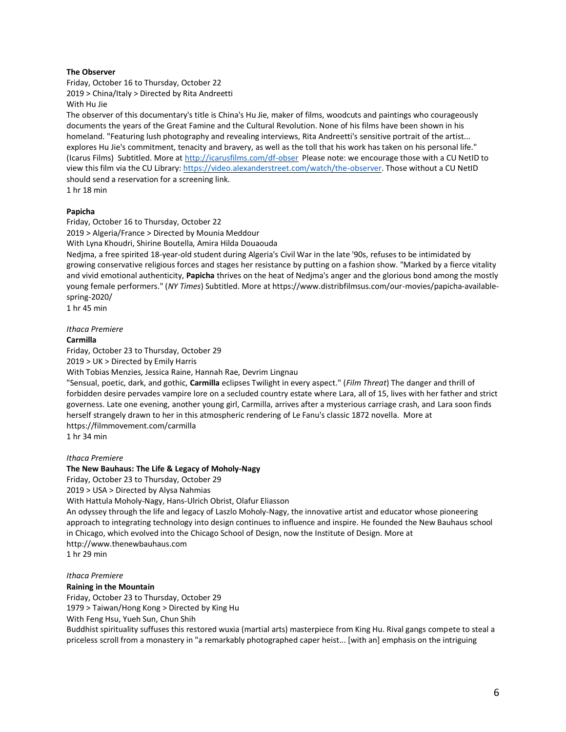**The Observer**
Friday, October 16 to Thursday, October 22
2019 > China/Italy > Directed by Rita Andreetti
With Hu Jie
The observer of this documentary's title is China's Hu Jie, maker of films, woodcuts and paintings who courageously documents the years of the Great Famine and the Cultural Revolution. None of his films have been shown in his homeland. "Featuring lush photography and revealing interviews, Rita Andreetti's sensitive portrait of the artist... explores Hu Jie's commitment, tenacity and bravery, as well as the toll that his work has taken on his personal life." (Icarus Films) Subtitled. More at [http://icarusfilms.com/df-obser](http://icarusfilms.com/df-obser) Please note: we encourage those with a CU NetID to view this film via the CU Library: [https://video.alexanderstreet.com/watch/the-observer](https://video.alexanderstreet.com/watch/the-observer). Those without a CU NetID should send a reservation for a screening link.
1 hr 18 min

**Papicha**
Friday, October 16 to Thursday, October 22
2019 > Algeria/France > Directed by Mounia Meddour
With Lyna Khoudri, Shirine Boutella, Amira Hilda Douaouda
Nedjma, a free spirited 18-year-old student during Algeria's Civil War in the late '90s, refuses to be intimidated by growing conservative religious forces and stages her resistance by putting on a fashion show. "Marked by a fierce vitality and vivid emotional authenticity, **Papicha** thrives on the heat of Nedjma's anger and the glorious bond among the mostly young female performers." (*NY Times*) Subtitled. More at https://www.distribfilmsus.com/our-movies/papicha-available-spring-2020/
1 hr 45 min

*Ithaca Premiere*
**Carmilla**
Friday, October 23 to Thursday, October 29
2019 > UK > Directed by Emily Harris
With Tobias Menzies, Jessica Raine, Hannah Rae, Devrim Lingnau
"Sensual, poetic, dark, and gothic, **Carmilla** eclipses Twilight in every aspect." (*Film Threat*) The danger and thrill of forbidden desire pervades vampire lore on a secluded country estate where Lara, all of 15, lives with her father and strict governess. Late one evening, another young girl, Carmilla, arrives after a mysterious carriage crash, and Lara soon finds herself strangely drawn to her in this atmospheric rendering of Le Fanu's classic 1872 novella. More at https://filmmovement.com/carmilla
1 hr 34 min

*Ithaca Premiere*
**The New Bauhaus: The Life & Legacy of Moholy-Nagy**
Friday, October 23 to Thursday, October 29
2019 > USA > Directed by Alysa Nahmias
With Hattula Moholy-Nagy, Hans-Ulrich Obrist, Olafur Eliasson
An odyssey through the life and legacy of Laszlo Moholy-Nagy, the innovative artist and educator whose pioneering approach to integrating technology into design continues to influence and inspire. He founded the New Bauhaus school in Chicago, which evolved into the Chicago School of Design, now the Institute of Design. More at http://www.thenewbauhaus.com
1 hr 29 min

*Ithaca Premiere*
**Raining in the Mountain**
Friday, October 23 to Thursday, October 29
1979 > Taiwan/Hong Kong > Directed by King Hu
With Feng Hsu, Yueh Sun, Chun Shih
Buddhist spirituality suffuses this restored wuxia (martial arts) masterpiece from King Hu. Rival gangs compete to steal a priceless scroll from a monastery in "a remarkably photographed caper heist... [with an] emphasis on the intriguing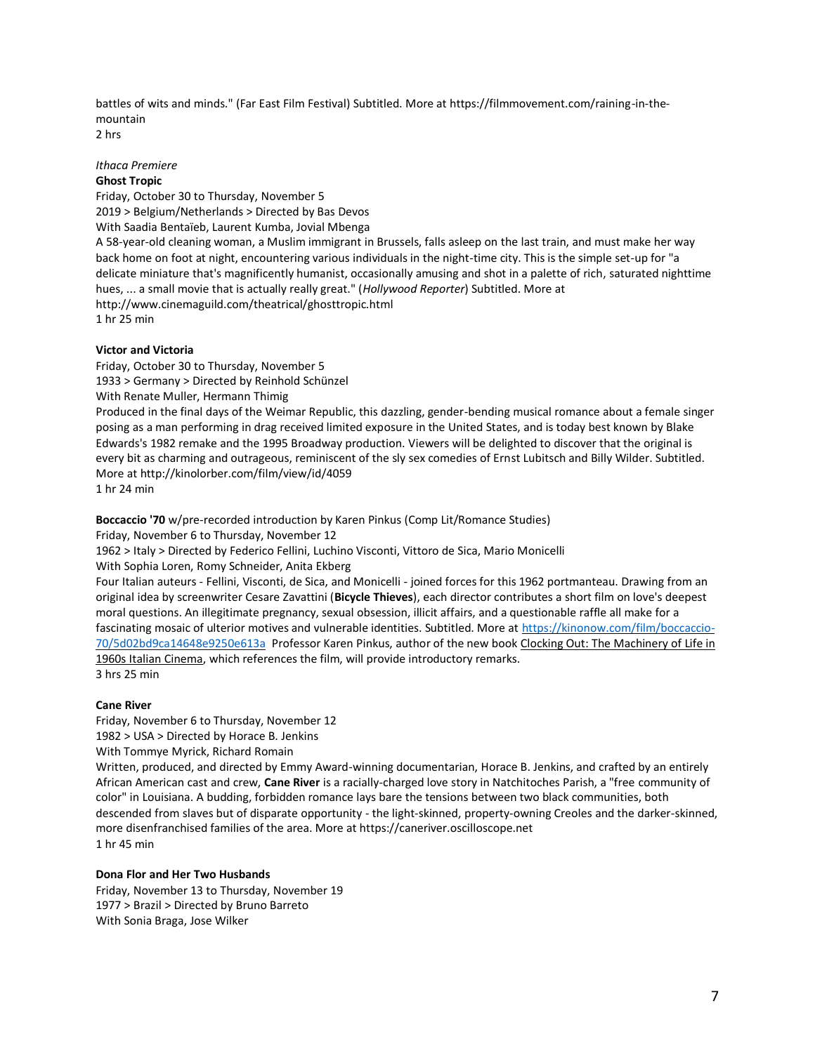battles of wits and minds." (Far East Film Festival) Subtitled. More at https://filmmovement.com/raining-in-the-mountain
2 hrs

*Ithaca Premiere*
**Ghost Tropic**
Friday, October 30 to Thursday, November 5
2019 > Belgium/Netherlands > Directed by Bas Devos
With Saadia Bentaïeb, Laurent Kumba, Jovial Mbenga
A 58-year-old cleaning woman, a Muslim immigrant in Brussels, falls asleep on the last train, and must make her way back home on foot at night, encountering various individuals in the night-time city. This is the simple set-up for "a delicate miniature that's magnificently humanist, occasionally amusing and shot in a palette of rich, saturated nighttime hues, ... a small movie that is actually really great." (*Hollywood Reporter*) Subtitled. More at http://www.cinemaguild.com/theatrical/ghosttropic.html
1 hr 25 min

**Victor and Victoria**
Friday, October 30 to Thursday, November 5
1933 > Germany > Directed by Reinhold Schünzel
With Renate Muller, Hermann Thimig
Produced in the final days of the Weimar Republic, this dazzling, gender-bending musical romance about a female singer posing as a man performing in drag received limited exposure in the United States, and is today best known by Blake Edwards's 1982 remake and the 1995 Broadway production. Viewers will be delighted to discover that the original is every bit as charming and outrageous, reminiscent of the sly sex comedies of Ernst Lubitsch and Billy Wilder. Subtitled. More at http://kinolorber.com/film/view/id/4059
1 hr 24 min

**Boccaccio '70** w/pre-recorded introduction by Karen Pinkus (Comp Lit/Romance Studies)
Friday, November 6 to Thursday, November 12
1962 > Italy > Directed by Federico Fellini, Luchino Visconti, Vittoro de Sica, Mario Monicelli
With Sophia Loren, Romy Schneider, Anita Ekberg
Four Italian auteurs - Fellini, Visconti, de Sica, and Monicelli - joined forces for this 1962 portmanteau. Drawing from an original idea by screenwriter Cesare Zavattini (**Bicycle Thieves**), each director contributes a short film on love's deepest moral questions. An illegitimate pregnancy, sexual obsession, illicit affairs, and a questionable raffle all make for a fascinating mosaic of ulterior motives and vulnerable identities. Subtitled. More at https://kinonow.com/film/boccaccio-70/5d02bd9ca14648e9250e613a Professor Karen Pinkus, author of the new book Clocking Out: The Machinery of Life in 1960s Italian Cinema, which references the film, will provide introductory remarks.
3 hrs 25 min

**Cane River**
Friday, November 6 to Thursday, November 12
1982 > USA > Directed by Horace B. Jenkins
With Tommye Myrick, Richard Romain
Written, produced, and directed by Emmy Award-winning documentarian, Horace B. Jenkins, and crafted by an entirely African American cast and crew, **Cane River** is a racially-charged love story in Natchitoches Parish, a "free community of color" in Louisiana. A budding, forbidden romance lays bare the tensions between two black communities, both descended from slaves but of disparate opportunity - the light-skinned, property-owning Creoles and the darker-skinned, more disenfranchised families of the area. More at https://caneriver.oscilloscope.net
1 hr 45 min

**Dona Flor and Her Two Husbands**
Friday, November 13 to Thursday, November 19
1977 > Brazil > Directed by Bruno Barreto
With Sonia Braga, Jose Wilker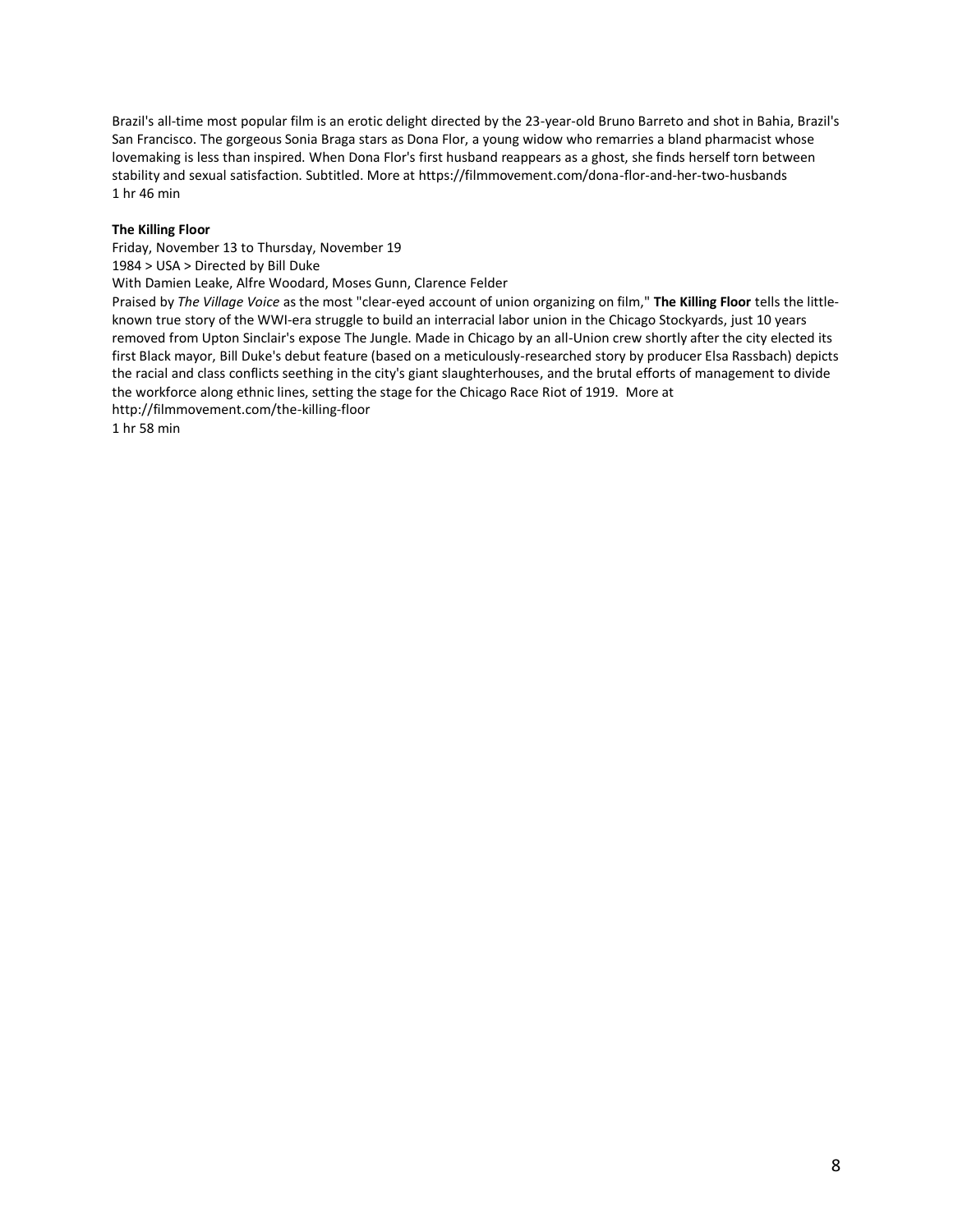Brazil's all-time most popular film is an erotic delight directed by the 23-year-old Bruno Barreto and shot in Bahia, Brazil's San Francisco. The gorgeous Sonia Braga stars as Dona Flor, a young widow who remarries a bland pharmacist whose lovemaking is less than inspired. When Dona Flor's first husband reappears as a ghost, she finds herself torn between stability and sexual satisfaction. Subtitled. More at https://filmmovement.com/dona-flor-and-her-two-husbands
1 hr 46 min

**The Killing Floor**

Friday, November 13 to Thursday, November 19
1984 > USA > Directed by Bill Duke
With Damien Leake, Alfre Woodard, Moses Gunn, Clarence Felder
Praised by *The Village Voice* as the most "clear-eyed account of union organizing on film," **The Killing Floor** tells the little-known true story of the WWI-era struggle to build an interracial labor union in the Chicago Stockyards, just 10 years removed from Upton Sinclair's expose The Jungle. Made in Chicago by an all-Union crew shortly after the city elected its first Black mayor, Bill Duke's debut feature (based on a meticulously-researched story by producer Elsa Rassbach) depicts the racial and class conflicts seething in the city's giant slaughterhouses, and the brutal efforts of management to divide the workforce along ethnic lines, setting the stage for the Chicago Race Riot of 1919. More at http://filmmovement.com/the-killing-floor
1 hr 58 min